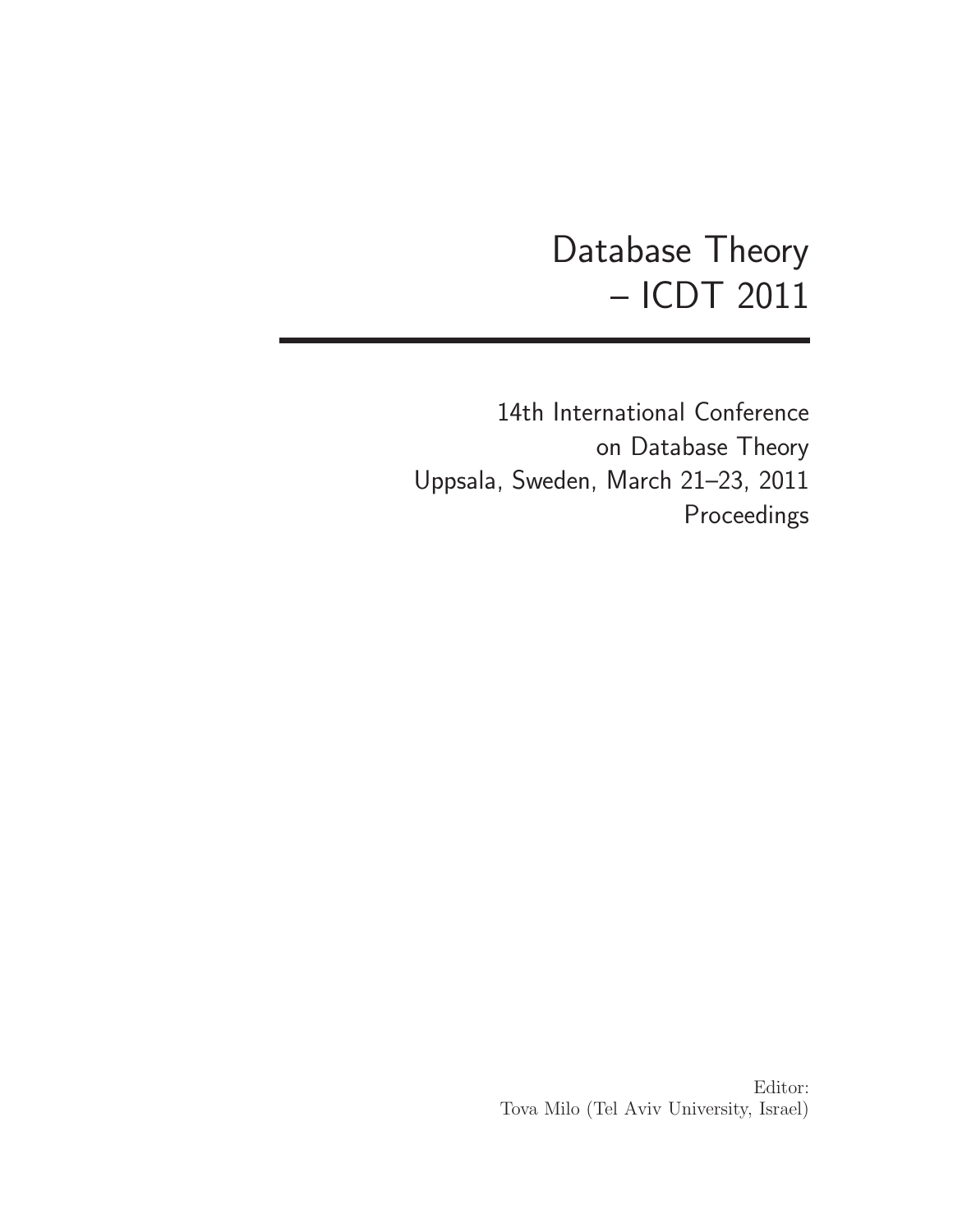# Database Theory
# – ICDT 2011

14th International Conference
on Database Theory
Uppsala, Sweden, March 21–23, 2011
Proceedings

Editor:
Tova Milo (Tel Aviv University, Israel)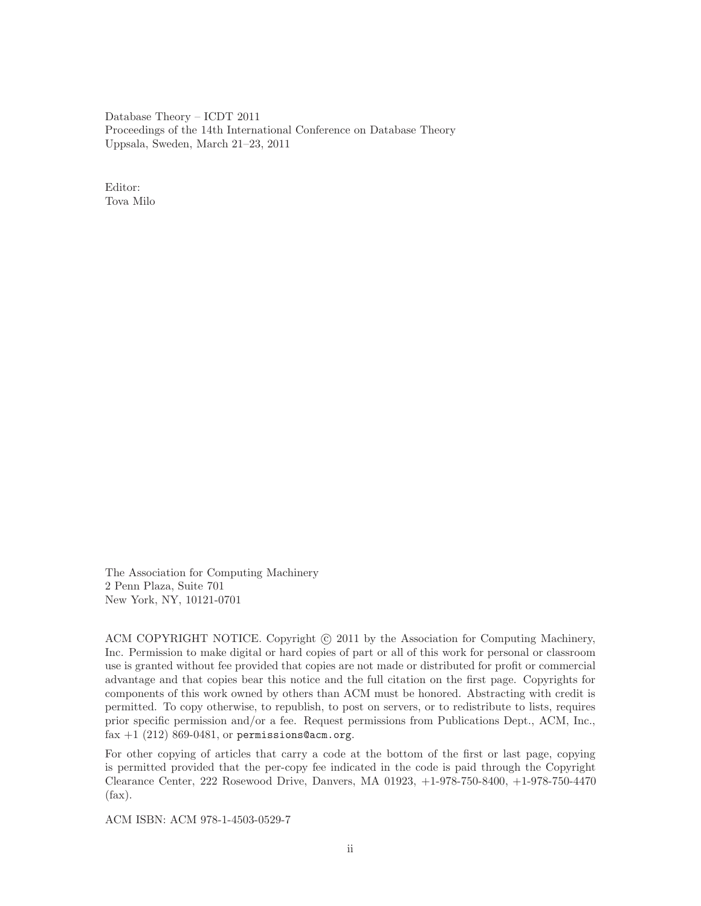Database Theory – ICDT 2011
Proceedings of the 14th International Conference on Database Theory
Uppsala, Sweden, March 21–23, 2011

Editor:
Tova Milo

The Association for Computing Machinery
2 Penn Plaza, Suite 701
New York, NY, 10121-0701

ACM COPYRIGHT NOTICE. Copyright © 2011 by the Association for Computing Machinery, Inc. Permission to make digital or hard copies of part or all of this work for personal or classroom use is granted without fee provided that copies are not made or distributed for profit or commercial advantage and that copies bear this notice and the full citation on the first page. Copyrights for components of this work owned by others than ACM must be honored. Abstracting with credit is permitted. To copy otherwise, to republish, to post on servers, or to redistribute to lists, requires prior specific permission and/or a fee. Request permissions from Publications Dept., ACM, Inc., fax +1 (212) 869-0481, or `permissions@acm.org`.

For other copying of articles that carry a code at the bottom of the first or last page, copying is permitted provided that the per-copy fee indicated in the code is paid through the Copyright Clearance Center, 222 Rosewood Drive, Danvers, MA 01923, +1-978-750-8400, +1-978-750-4470 (fax).

ACM ISBN: ACM 978-1-4503-0529-7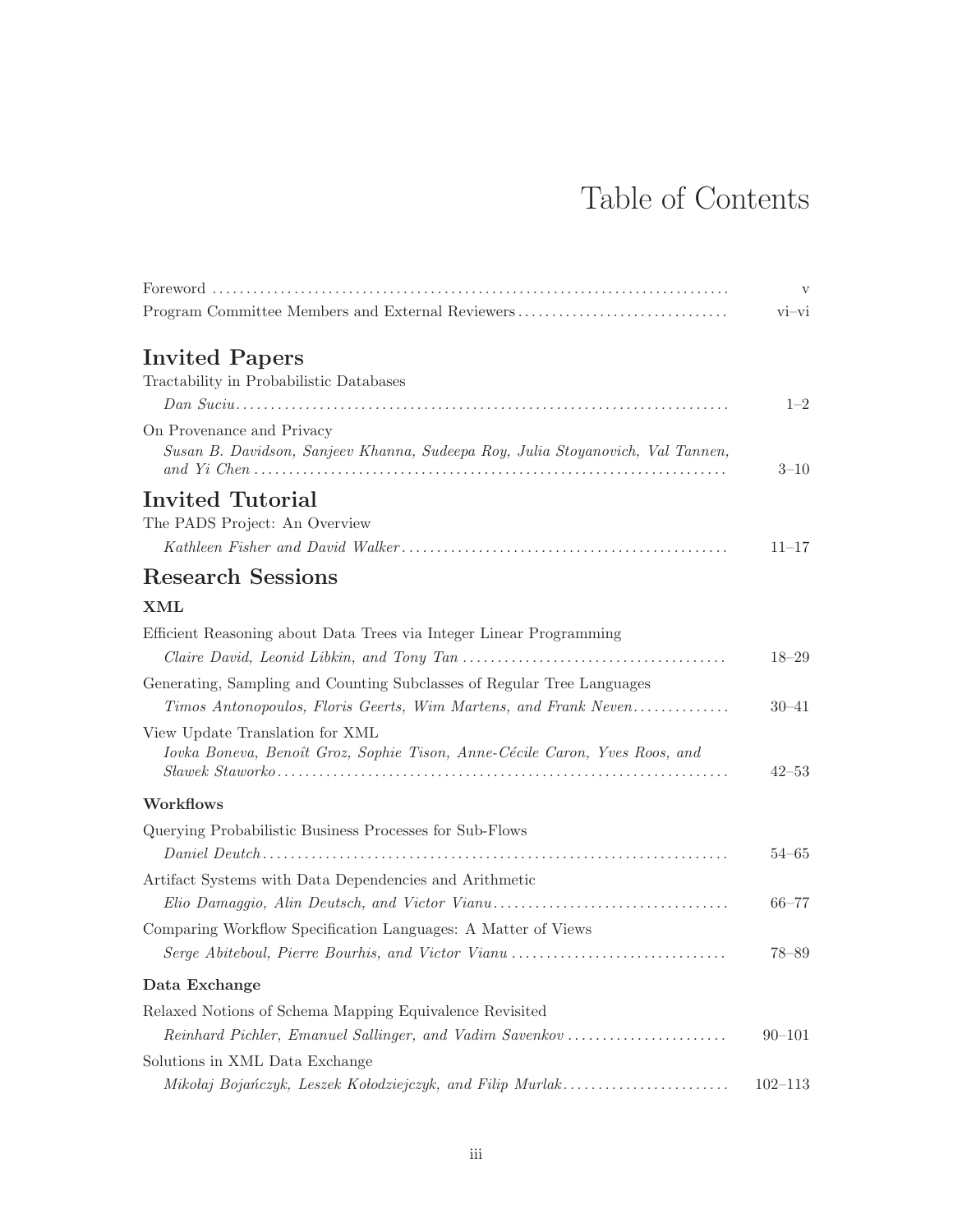# Table of Contents

| | |
|---|---|
| Foreword | v |
| Program Committee Members and External Reviewers | vi–vi |

## Invited Papers

Tractability in Probabilistic Databases
*Dan Suciu* .......... 1–2

On Provenance and Privacy
*Susan B. Davidson, Sanjeev Khanna, Sudeepa Roy, Julia Stoyanovich, Val Tannen, and Yi Chen* .......... 3–10

## Invited Tutorial

The PADS Project: An Overview
*Kathleen Fisher and David Walker* .......... 11–17

## Research Sessions

### XML

Efficient Reasoning about Data Trees via Integer Linear Programming
*Claire David, Leonid Libkin, and Tony Tan* .......... 18–29

Generating, Sampling and Counting Subclasses of Regular Tree Languages
*Timos Antonopoulos, Floris Geerts, Wim Martens, and Frank Neven* .......... 30–41

View Update Translation for XML
*Iovka Boneva, Benoît Groz, Sophie Tison, Anne-Cécile Caron, Yves Roos, and Sławek Staworko* .......... 42–53

### Workflows

Querying Probabilistic Business Processes for Sub-Flows
*Daniel Deutch* .......... 54–65

Artifact Systems with Data Dependencies and Arithmetic
*Elio Damaggio, Alin Deutsch, and Victor Vianu* .......... 66–77

Comparing Workflow Specification Languages: A Matter of Views
*Serge Abiteboul, Pierre Bourhis, and Victor Vianu* .......... 78–89

### Data Exchange

Relaxed Notions of Schema Mapping Equivalence Revisited
*Reinhard Pichler, Emanuel Sallinger, and Vadim Savenkov* .......... 90–101

Solutions in XML Data Exchange
*Mikołaj Bojańczyk, Leszek Kołodziejczyk, and Filip Murlak* .......... 102–113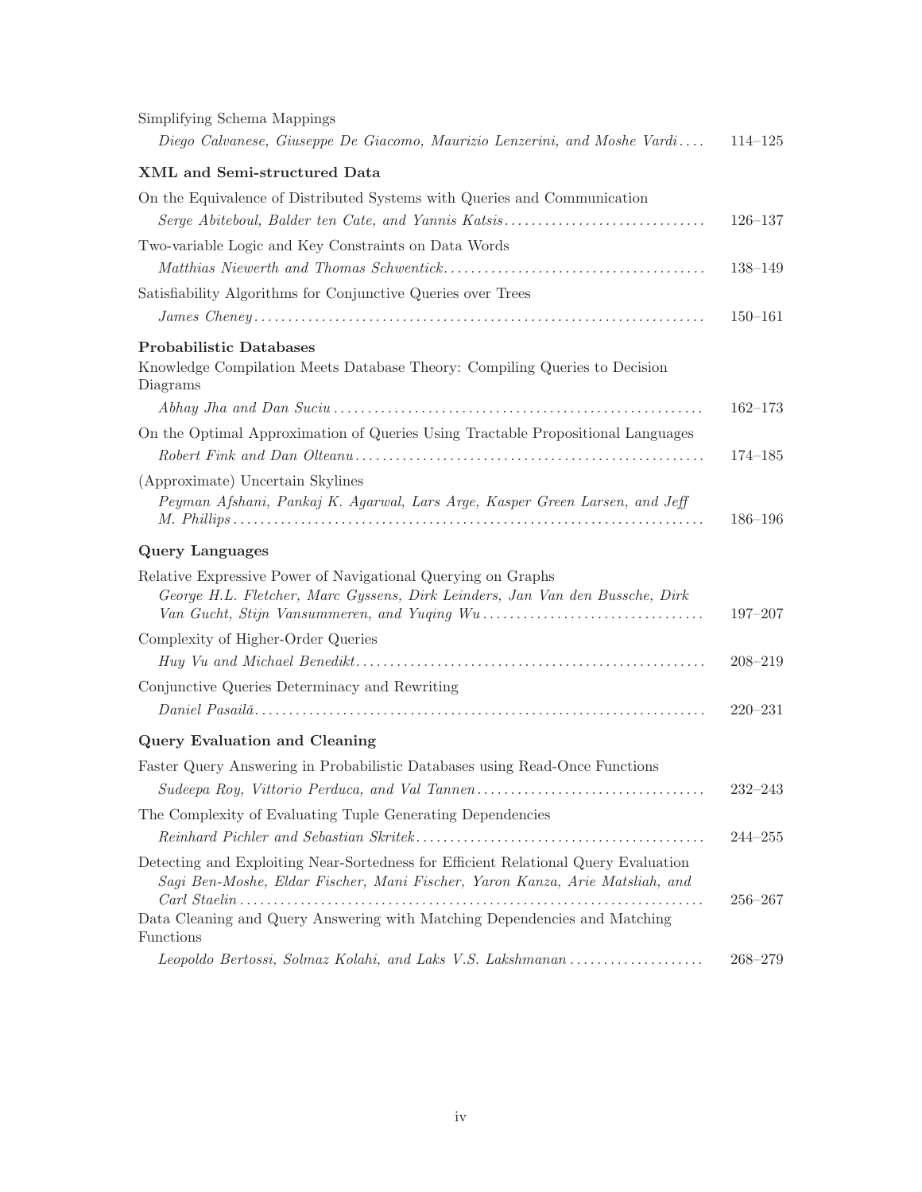Simplifying Schema Mappings
*Diego Calvanese, Giuseppe De Giacomo, Maurizio Lenzerini, and Moshe Vardi* .... 114–125

## XML and Semi-structured Data

On the Equivalence of Distributed Systems with Queries and Communication
*Serge Abiteboul, Balder ten Cate, and Yannis Katsis* .... 126–137

Two-variable Logic and Key Constraints on Data Words
*Matthias Niewerth and Thomas Schwentick* .... 138–149

Satisfiability Algorithms for Conjunctive Queries over Trees
*James Cheney* .... 150–161

## Probabilistic Databases

Knowledge Compilation Meets Database Theory: Compiling Queries to Decision Diagrams
*Abhay Jha and Dan Suciu* .... 162–173

On the Optimal Approximation of Queries Using Tractable Propositional Languages
*Robert Fink and Dan Olteanu* .... 174–185

(Approximate) Uncertain Skylines
*Peyman Afshani, Pankaj K. Agarwal, Lars Arge, Kasper Green Larsen, and Jeff M. Phillips* .... 186–196

## Query Languages

Relative Expressive Power of Navigational Querying on Graphs
*George H.L. Fletcher, Marc Gyssens, Dirk Leinders, Jan Van den Bussche, Dirk Van Gucht, Stijn Vansummeren, and Yuqing Wu* .... 197–207

Complexity of Higher-Order Queries
*Huy Vu and Michael Benedikt* .... 208–219

Conjunctive Queries Determinacy and Rewriting
*Daniel Pasailă* .... 220–231

## Query Evaluation and Cleaning

Faster Query Answering in Probabilistic Databases using Read-Once Functions
*Sudeepa Roy, Vittorio Perduca, and Val Tannen* .... 232–243

The Complexity of Evaluating Tuple Generating Dependencies
*Reinhard Pichler and Sebastian Skritek* .... 244–255

Detecting and Exploiting Near-Sortedness for Efficient Relational Query Evaluation
*Sagi Ben-Moshe, Eldar Fischer, Mani Fischer, Yaron Kanza, Arie Matsliah, and Carl Staelin* .... 256–267

Data Cleaning and Query Answering with Matching Dependencies and Matching Functions
*Leopoldo Bertossi, Solmaz Kolahi, and Laks V.S. Lakshmanan* .... 268–279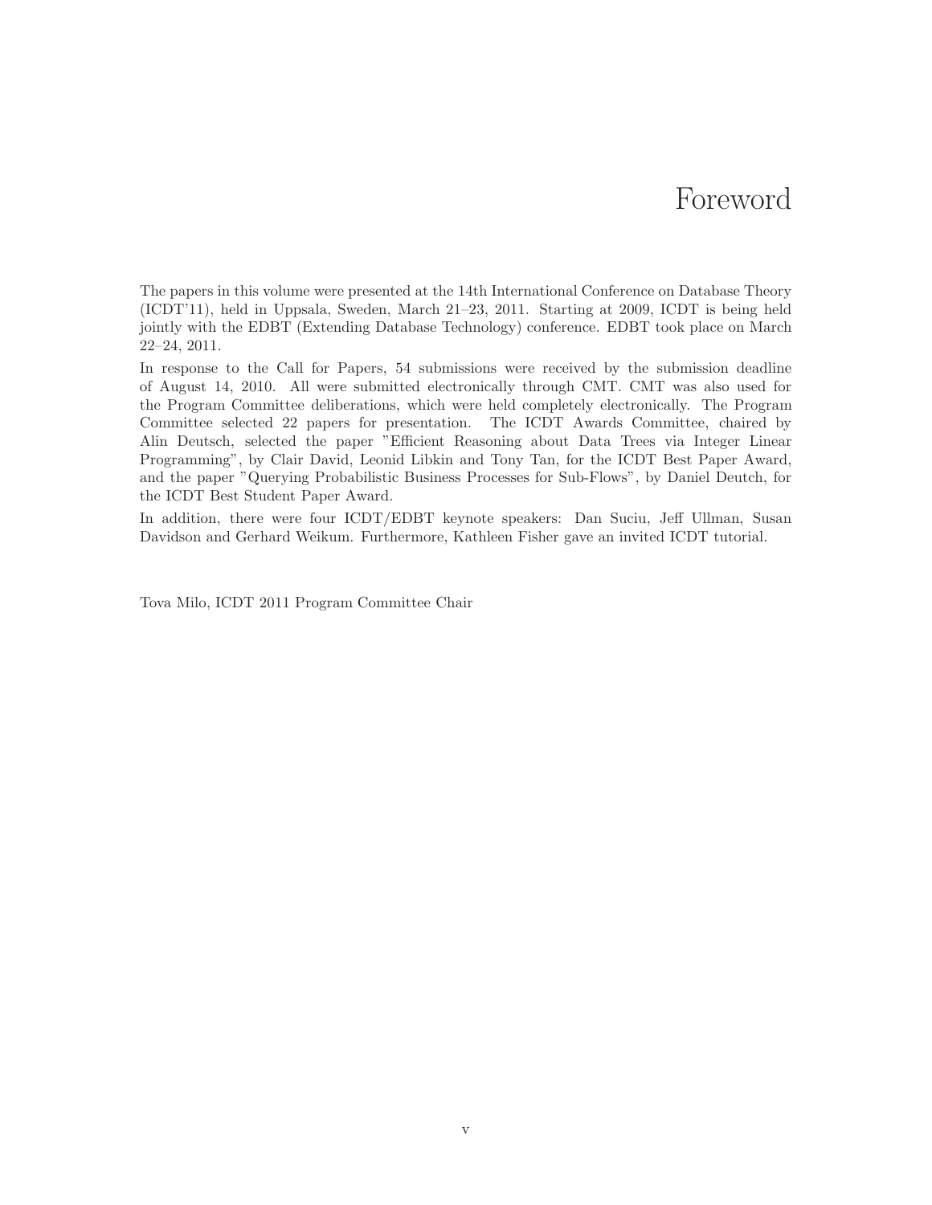# Foreword

The papers in this volume were presented at the 14th International Conference on Database Theory (ICDT'11), held in Uppsala, Sweden, March 21–23, 2011. Starting at 2009, ICDT is being held jointly with the EDBT (Extending Database Technology) conference. EDBT took place on March 22–24, 2011.

In response to the Call for Papers, 54 submissions were received by the submission deadline of August 14, 2010. All were submitted electronically through CMT. CMT was also used for the Program Committee deliberations, which were held completely electronically. The Program Committee selected 22 papers for presentation. The ICDT Awards Committee, chaired by Alin Deutsch, selected the paper "Efficient Reasoning about Data Trees via Integer Linear Programming", by Clair David, Leonid Libkin and Tony Tan, for the ICDT Best Paper Award, and the paper "Querying Probabilistic Business Processes for Sub-Flows", by Daniel Deutch, for the ICDT Best Student Paper Award.

In addition, there were four ICDT/EDBT keynote speakers: Dan Suciu, Jeff Ullman, Susan Davidson and Gerhard Weikum. Furthermore, Kathleen Fisher gave an invited ICDT tutorial.

Tova Milo, ICDT 2011 Program Committee Chair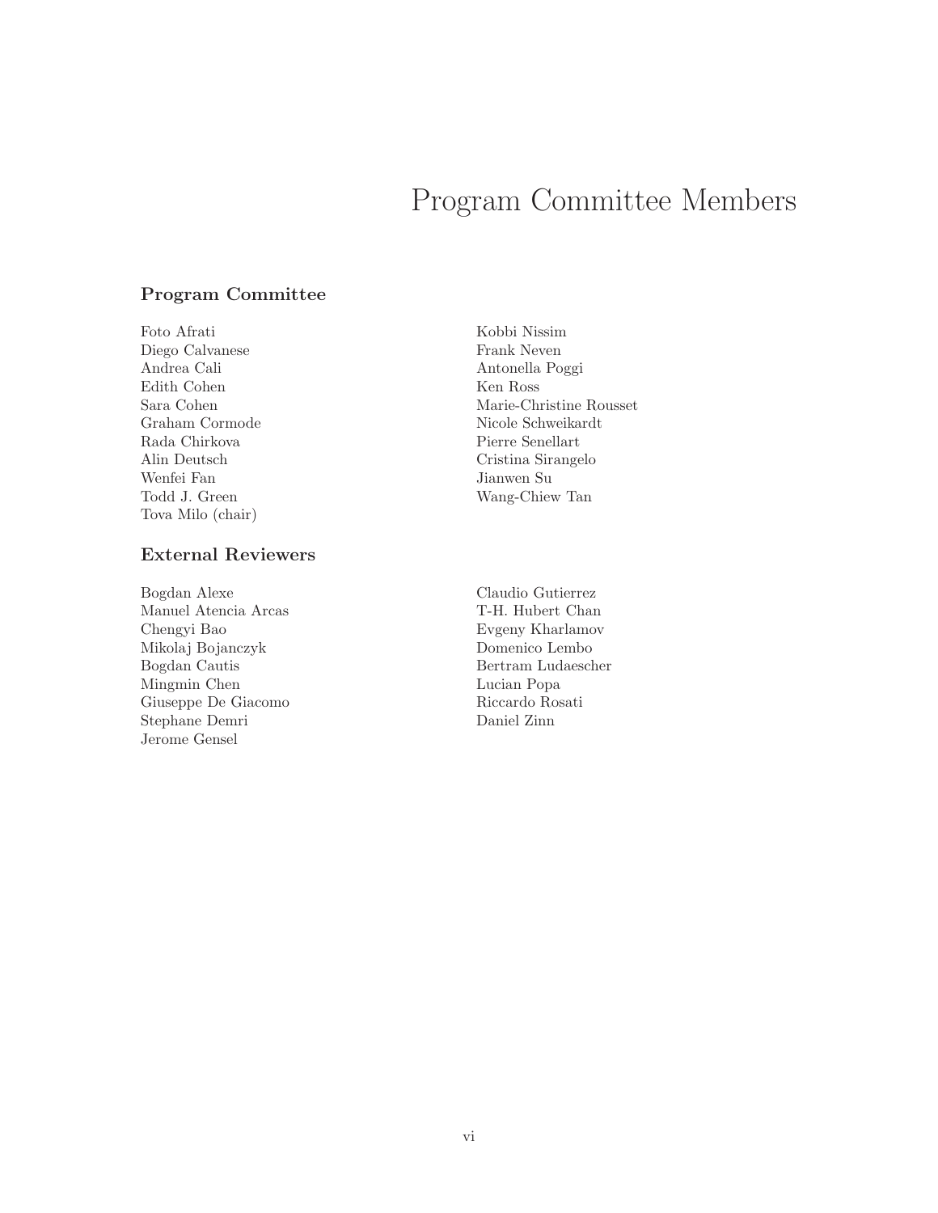# Program Committee Members

## Program Committee

Foto Afrati
Diego Calvanese
Andrea Cali
Edith Cohen
Sara Cohen
Graham Cormode
Rada Chirkova
Alin Deutsch
Wenfei Fan
Todd J. Green
Tova Milo (chair)
Kobbi Nissim
Frank Neven
Antonella Poggi
Ken Ross
Marie-Christine Rousset
Nicole Schweikardt
Pierre Senellart
Cristina Sirangelo
Jianwen Su
Wang-Chiew Tan

## External Reviewers

Bogdan Alexe
Manuel Atencia Arcas
Chengyi Bao
Mikolaj Bojanczyk
Bogdan Cautis
Mingmin Chen
Giuseppe De Giacomo
Stephane Demri
Jerome Gensel
Claudio Gutierrez
T-H. Hubert Chan
Evgeny Kharlamov
Domenico Lembo
Bertram Ludaescher
Lucian Popa
Riccardo Rosati
Daniel Zinn